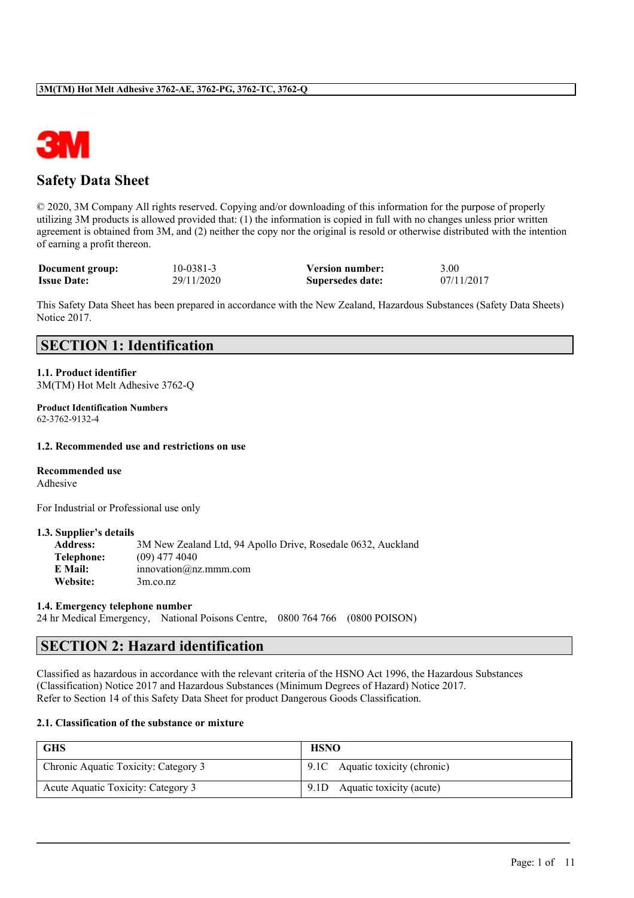# Safety Data Sheet

© 2020, 3M Company All rights reserved. Copying and/or downloading of this information for the purpose of properly utilizing 3M products is allowed provided that: (1) the information is copied in full with no changes unless prior written agreement is obtained from 3M, and (2) neither the copy nor the original is resold or otherwise distributed with the intention of earning a profit thereon.

| | | | |
|---|---|---|---|
| **Document group:** | 10-0381-3 | **Version number:** | 3.00 |
| **Issue Date:** | 29/11/2020 | **Supersedes date:** | 07/11/2017 |

This Safety Data Sheet has been prepared in accordance with the New Zealand, Hazardous Substances (Safety Data Sheets) Notice 2017.

## SECTION 1: Identification

### 1.1. Product identifier

3M(TM) Hot Melt Adhesive 3762-Q

**Product Identification Numbers**

62-3762-9132-4

### 1.2. Recommended use and restrictions on use

**Recommended use**

Adhesive

For Industrial or Professional use only

### 1.3. Supplier's details

**Address:** 3M New Zealand Ltd, 94 Apollo Drive, Rosedale 0632, Auckland
**Telephone:** (09) 477 4040
**E Mail:** innovation@nz.mmm.com
**Website:** 3m.co.nz

### 1.4. Emergency telephone number

24 hr Medical Emergency, National Poisons Centre, 0800 764 766 (0800 POISON)

## SECTION 2: Hazard identification

Classified as hazardous in accordance with the relevant criteria of the HSNO Act 1996, the Hazardous Substances (Classification) Notice 2017 and Hazardous Substances (Minimum Degrees of Hazard) Notice 2017.
Refer to Section 14 of this Safety Data Sheet for product Dangerous Goods Classification.

### 2.1. Classification of the substance or mixture

| GHS | HSNO |
|---|---|
| Chronic Aquatic Toxicity: Category 3 | 9.1C Aquatic toxicity (chronic) |
| Acute Aquatic Toxicity: Category 3 | 9.1D Aquatic toxicity (acute) |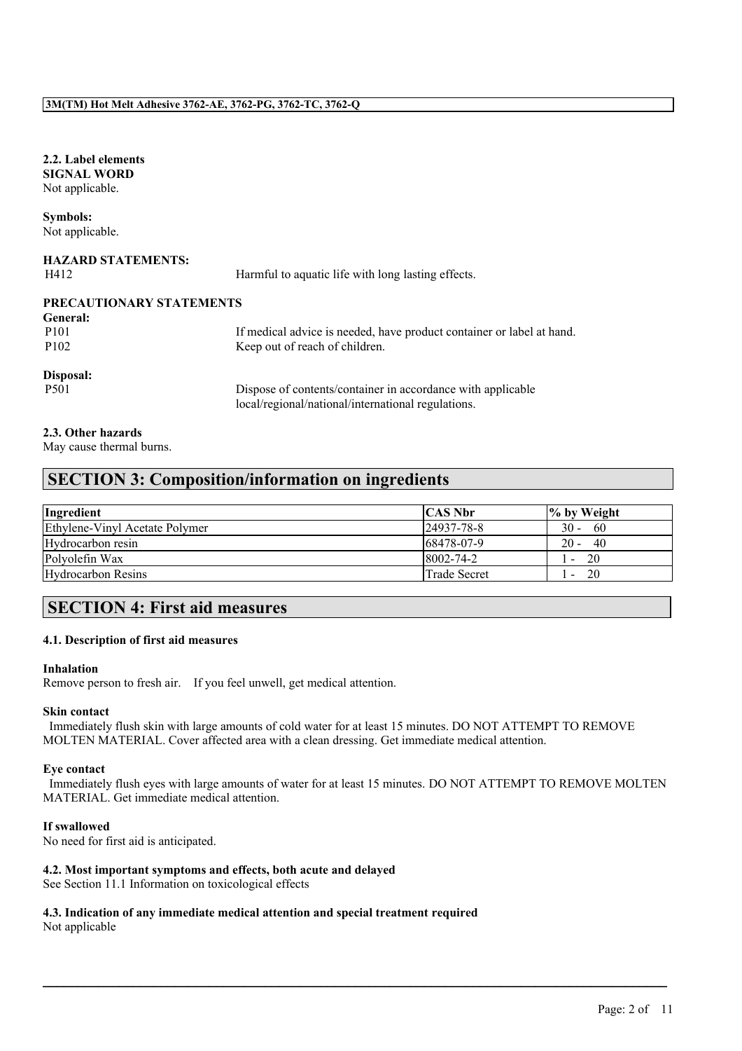### 2.2. Label elements

**SIGNAL WORD**

Not applicable.

**Symbols:**

Not applicable.

**HAZARD STATEMENTS:**

| | |
|---|---|
| H412 | Harmful to aquatic life with long lasting effects. |

**PRECAUTIONARY STATEMENTS**

**General:**

| | |
|---|---|
| P101 | If medical advice is needed, have product container or label at hand. |
| P102 | Keep out of reach of children. |

**Disposal:**

| | |
|---|---|
| P501 | Dispose of contents/container in accordance with applicable local/regional/national/international regulations. |

### 2.3. Other hazards

May cause thermal burns.

## SECTION 3: Composition/information on ingredients

| Ingredient | CAS Nbr | % by Weight |
|---|---|---|
| Ethylene-Vinyl Acetate Polymer | 24937-78-8 | 30 - 60 |
| Hydrocarbon resin | 68478-07-9 | 20 - 40 |
| Polyolefin Wax | 8002-74-2 | 1 - 20 |
| Hydrocarbon Resins | Trade Secret | 1 - 20 |

## SECTION 4: First aid measures

### 4.1. Description of first aid measures

**Inhalation**

Remove person to fresh air. If you feel unwell, get medical attention.

**Skin contact**

Immediately flush skin with large amounts of cold water for at least 15 minutes. DO NOT ATTEMPT TO REMOVE MOLTEN MATERIAL. Cover affected area with a clean dressing. Get immediate medical attention.

**Eye contact**

Immediately flush eyes with large amounts of water for at least 15 minutes. DO NOT ATTEMPT TO REMOVE MOLTEN MATERIAL. Get immediate medical attention.

**If swallowed**

No need for first aid is anticipated.

### 4.2. Most important symptoms and effects, both acute and delayed

See Section 11.1 Information on toxicological effects

### 4.3. Indication of any immediate medical attention and special treatment required

Not applicable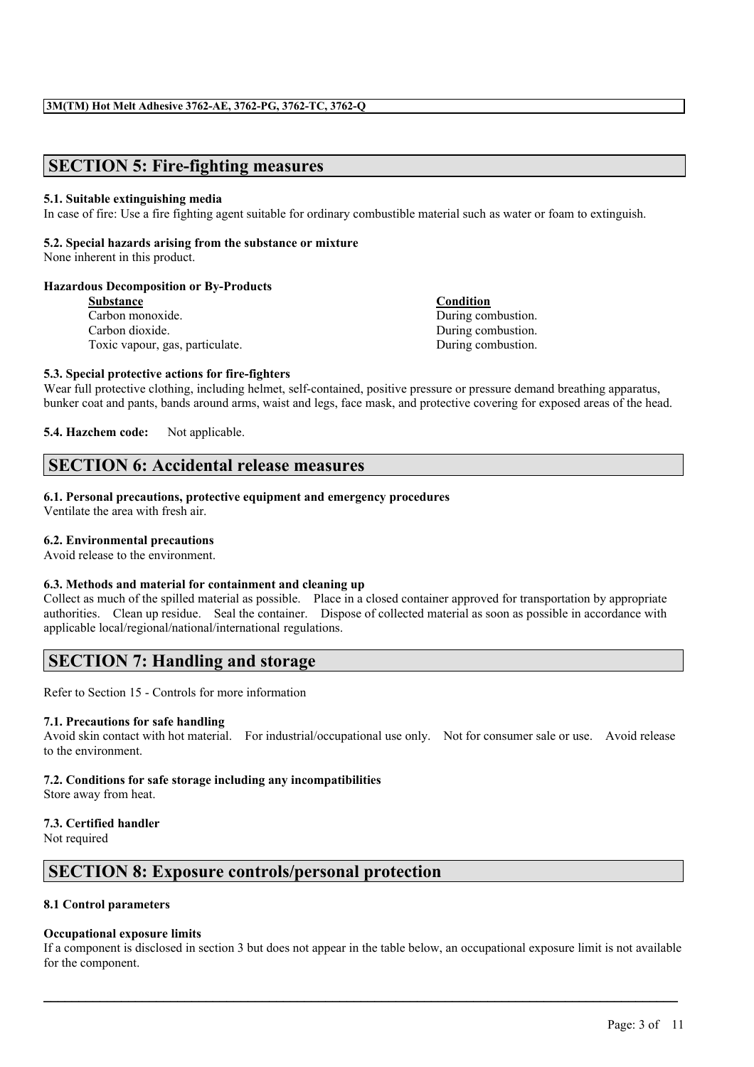## SECTION 5: Fire-fighting measures

### 5.1. Suitable extinguishing media

In case of fire: Use a fire fighting agent suitable for ordinary combustible material such as water or foam to extinguish.

### 5.2. Special hazards arising from the substance or mixture

None inherent in this product.

**Hazardous Decomposition or By-Products**

| Substance | Condition |
|---|---|
| Carbon monoxide. | During combustion. |
| Carbon dioxide. | During combustion. |
| Toxic vapour, gas, particulate. | During combustion. |

### 5.3. Special protective actions for fire-fighters

Wear full protective clothing, including helmet, self-contained, positive pressure or pressure demand breathing apparatus, bunker coat and pants, bands around arms, waist and legs, face mask, and protective covering for exposed areas of the head.

**5.4. Hazchem code:** Not applicable.

## SECTION 6: Accidental release measures

### 6.1. Personal precautions, protective equipment and emergency procedures

Ventilate the area with fresh air.

### 6.2. Environmental precautions

Avoid release to the environment.

### 6.3. Methods and material for containment and cleaning up

Collect as much of the spilled material as possible. Place in a closed container approved for transportation by appropriate authorities. Clean up residue. Seal the container. Dispose of collected material as soon as possible in accordance with applicable local/regional/national/international regulations.

## SECTION 7: Handling and storage

Refer to Section 15 - Controls for more information

### 7.1. Precautions for safe handling

Avoid skin contact with hot material. For industrial/occupational use only. Not for consumer sale or use. Avoid release to the environment.

### 7.2. Conditions for safe storage including any incompatibilities

Store away from heat.

### 7.3. Certified handler

Not required

## SECTION 8: Exposure controls/personal protection

### 8.1 Control parameters

**Occupational exposure limits**

If a component is disclosed in section 3 but does not appear in the table below, an occupational exposure limit is not available for the component.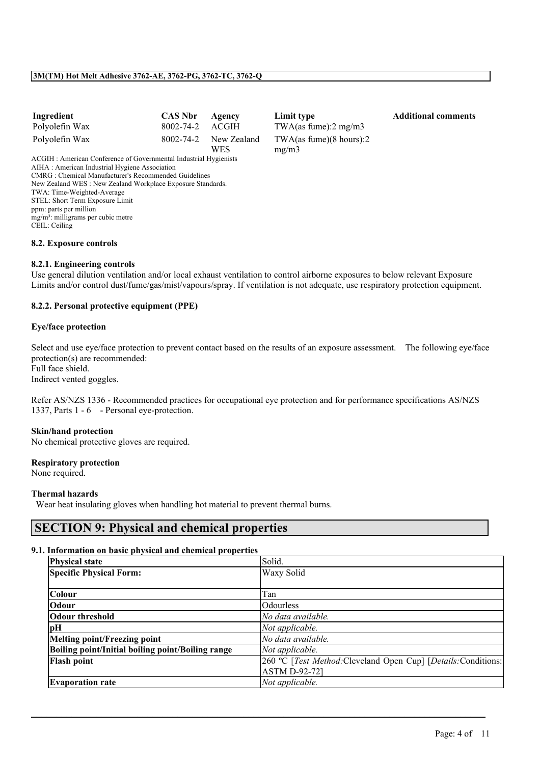| Ingredient | CAS Nbr | Agency | Limit type | Additional comments |
|---|---|---|---|---|
| Polyolefin Wax | 8002-74-2 | ACGIH | TWA(as fume):2 mg/m3 | |
| Polyolefin Wax | 8002-74-2 | New Zealand WES | TWA(as fume)(8 hours):2 mg/m3 | |

ACGIH : American Conference of Governmental Industrial Hygienists
AIHA : American Industrial Hygiene Association
CMRG : Chemical Manufacturer's Recommended Guidelines
New Zealand WES : New Zealand Workplace Exposure Standards.
TWA: Time-Weighted-Average
STEL: Short Term Exposure Limit
ppm: parts per million
mg/m³: milligrams per cubic metre
CEIL: Ceiling

### 8.2. Exposure controls

#### 8.2.1. Engineering controls

Use general dilution ventilation and/or local exhaust ventilation to control airborne exposures to below relevant Exposure Limits and/or control dust/fume/gas/mist/vapours/spray. If ventilation is not adequate, use respiratory protection equipment.

#### 8.2.2. Personal protective equipment (PPE)

**Eye/face protection**

Select and use eye/face protection to prevent contact based on the results of an exposure assessment. The following eye/face protection(s) are recommended:
Full face shield.
Indirect vented goggles.

Refer AS/NZS 1336 - Recommended practices for occupational eye protection and for performance specifications AS/NZS 1337, Parts 1 - 6 - Personal eye-protection.

**Skin/hand protection**

No chemical protective gloves are required.

**Respiratory protection**

None required.

**Thermal hazards**

Wear heat insulating gloves when handling hot material to prevent thermal burns.

## SECTION 9: Physical and chemical properties

### 9.1. Information on basic physical and chemical properties

| **Physical state** | Solid. |
|---|---|
| **Specific Physical Form:** | Waxy Solid |
| **Colour** | Tan |
| **Odour** | Odourless |
| **Odour threshold** | *No data available.* |
| **pH** | *Not applicable.* |
| **Melting point/Freezing point** | *No data available.* |
| **Boiling point/Initial boiling point/Boiling range** | *Not applicable.* |
| **Flash point** | 260 ºC [*Test Method:*Cleveland Open Cup] [*Details:*Conditions: ASTM D-92-72] |
| **Evaporation rate** | *Not applicable.* |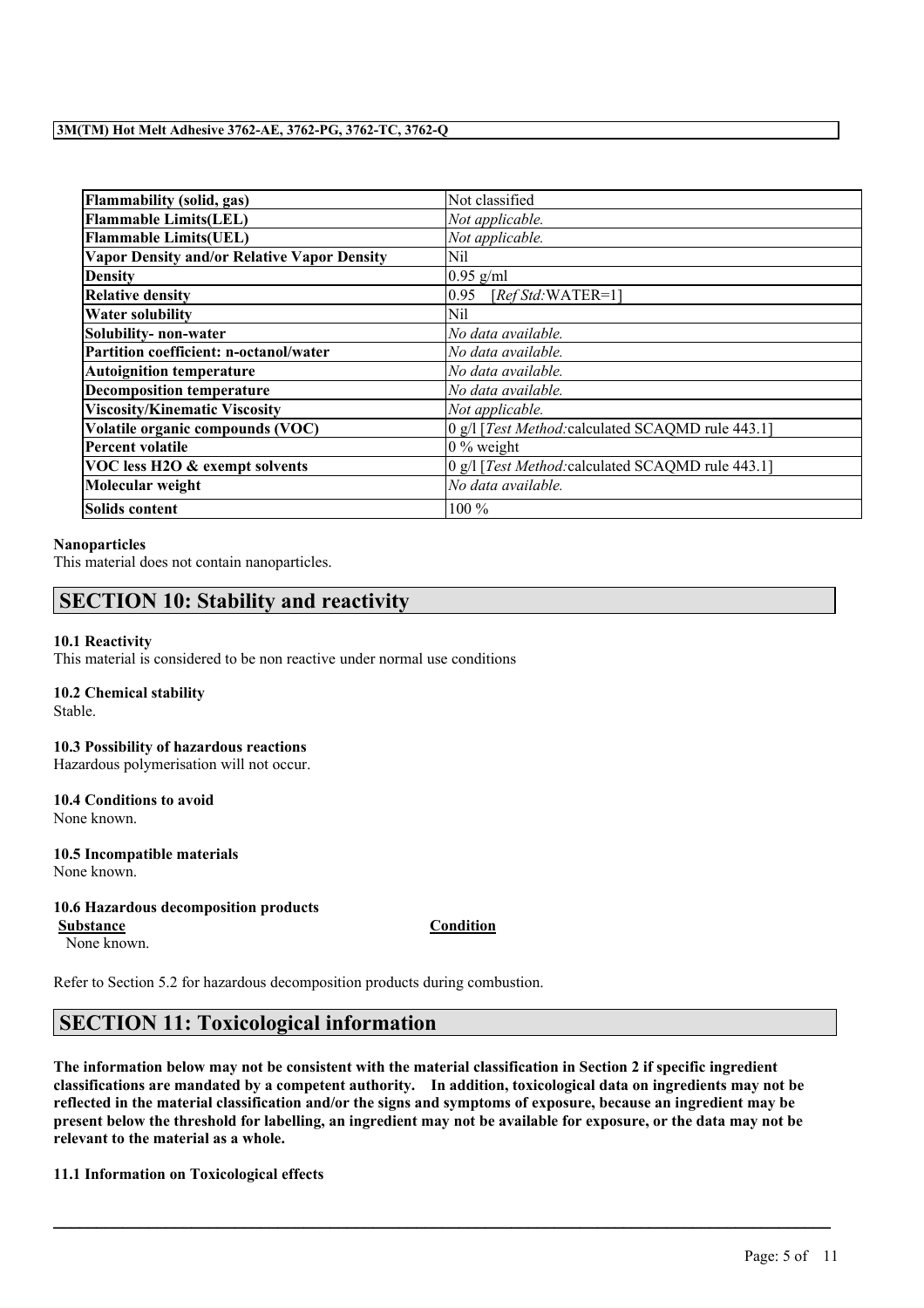| Flammability (solid, gas) | Not classified |
|---|---|
| Flammable Limits(LEL) | *Not applicable.* |
| Flammable Limits(UEL) | *Not applicable.* |
| Vapor Density and/or Relative Vapor Density | Nil |
| Density | 0.95 g/ml |
| Relative density | 0.95 [*Ref Std:*WATER=1] |
| Water solubility | Nil |
| Solubility- non-water | *No data available.* |
| Partition coefficient: n-octanol/water | *No data available.* |
| Autoignition temperature | *No data available.* |
| Decomposition temperature | *No data available.* |
| Viscosity/Kinematic Viscosity | *Not applicable.* |
| Volatile organic compounds (VOC) | 0 g/l [*Test Method:*calculated SCAQMD rule 443.1] |
| Percent volatile | 0 % weight |
| VOC less H2O & exempt solvents | 0 g/l [*Test Method:*calculated SCAQMD rule 443.1] |
| Molecular weight | *No data available.* |
| Solids content | 100 % |

**Nanoparticles**

This material does not contain nanoparticles.

## SECTION 10: Stability and reactivity

**10.1 Reactivity**

This material is considered to be non reactive under normal use conditions

**10.2 Chemical stability**

Stable.

**10.3 Possibility of hazardous reactions**

Hazardous polymerisation will not occur.

**10.4 Conditions to avoid**

None known.

**10.5 Incompatible materials**

None known.

**10.6 Hazardous decomposition products**

| Substance | Condition |
|---|---|
| None known. | |

Refer to Section 5.2 for hazardous decomposition products during combustion.

## SECTION 11: Toxicological information

**The information below may not be consistent with the material classification in Section 2 if specific ingredient classifications are mandated by a competent authority. In addition, toxicological data on ingredients may not be reflected in the material classification and/or the signs and symptoms of exposure, because an ingredient may be present below the threshold for labelling, an ingredient may not be available for exposure, or the data may not be relevant to the material as a whole.**

**11.1 Information on Toxicological effects**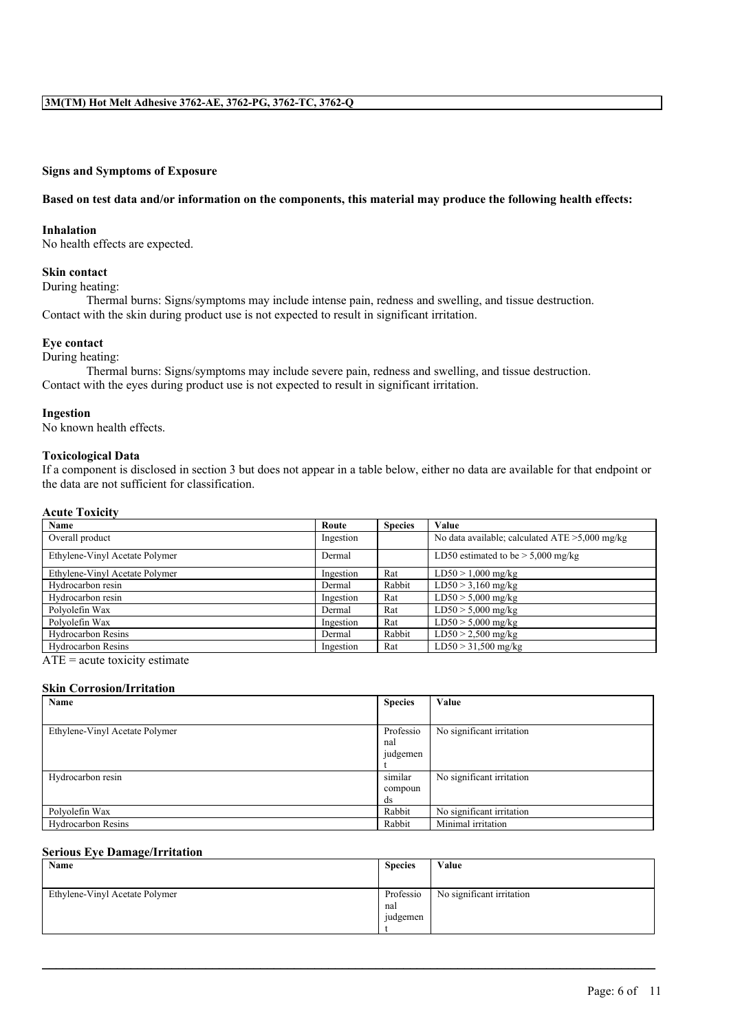**Signs and Symptoms of Exposure**

**Based on test data and/or information on the components, this material may produce the following health effects:**

**Inhalation**
No health effects are expected.

**Skin contact**
During heating:
Thermal burns: Signs/symptoms may include intense pain, redness and swelling, and tissue destruction.
Contact with the skin during product use is not expected to result in significant irritation.

**Eye contact**
During heating:
Thermal burns: Signs/symptoms may include severe pain, redness and swelling, and tissue destruction.
Contact with the eyes during product use is not expected to result in significant irritation.

**Ingestion**
No known health effects.

**Toxicological Data**
If a component is disclosed in section 3 but does not appear in a table below, either no data are available for that endpoint or the data are not sufficient for classification.

**Acute Toxicity**

| Name | Route | Species | Value |
|---|---|---|---|
| Overall product | Ingestion | | No data available; calculated ATE >5,000 mg/kg |
| Ethylene-Vinyl Acetate Polymer | Dermal | | LD50 estimated to be > 5,000 mg/kg |
| Ethylene-Vinyl Acetate Polymer | Ingestion | Rat | LD50 > 1,000 mg/kg |
| Hydrocarbon resin | Dermal | Rabbit | LD50 > 3,160 mg/kg |
| Hydrocarbon resin | Ingestion | Rat | LD50 > 5,000 mg/kg |
| Polyolefin Wax | Dermal | Rat | LD50 > 5,000 mg/kg |
| Polyolefin Wax | Ingestion | Rat | LD50 > 5,000 mg/kg |
| Hydrocarbon Resins | Dermal | Rabbit | LD50 > 2,500 mg/kg |
| Hydrocarbon Resins | Ingestion | Rat | LD50 > 31,500 mg/kg |

ATE = acute toxicity estimate

**Skin Corrosion/Irritation**

| Name | Species | Value |
|---|---|---|
| Ethylene-Vinyl Acetate Polymer | Professional judgement | No significant irritation |
| Hydrocarbon resin | similar compounds | No significant irritation |
| Polyolefin Wax | Rabbit | No significant irritation |
| Hydrocarbon Resins | Rabbit | Minimal irritation |

**Serious Eye Damage/Irritation**

| Name | Species | Value |
|---|---|---|
| Ethylene-Vinyl Acetate Polymer | Professional judgement | No significant irritation |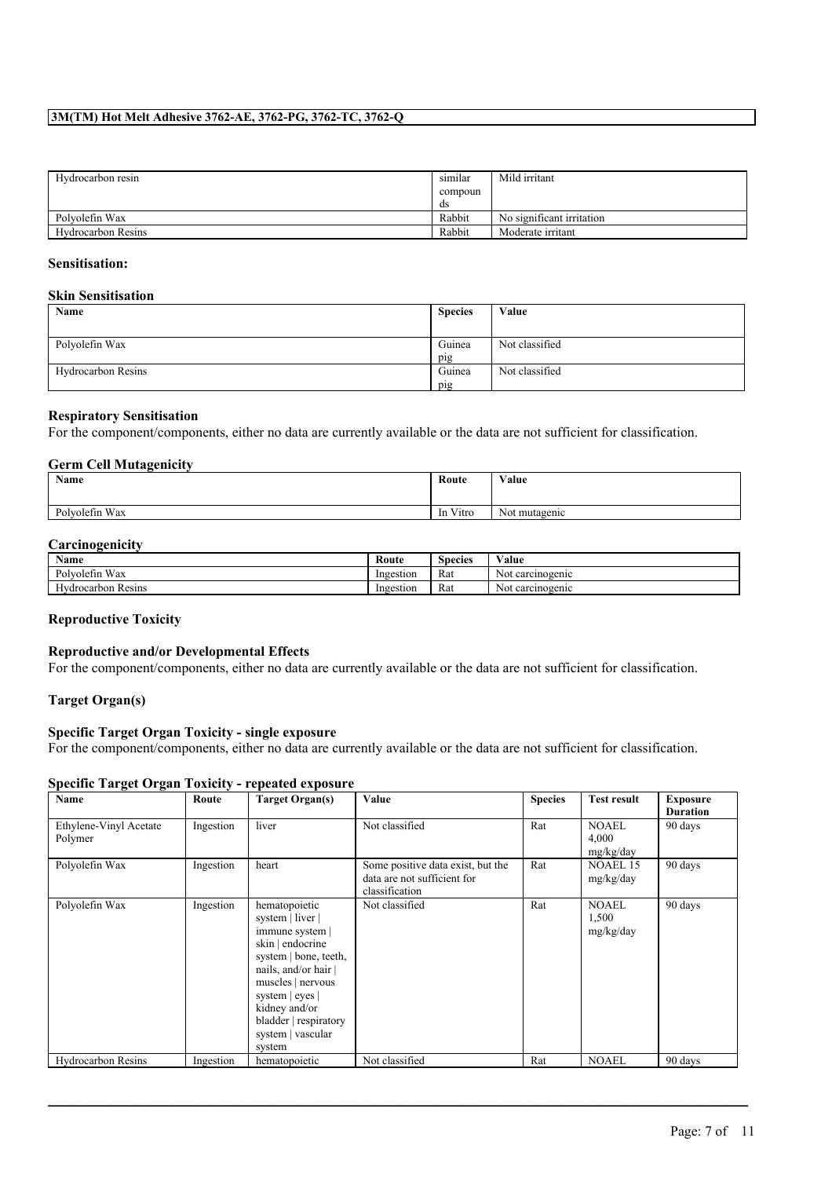| Hydrocarbon resin | similar compounds | Mild irritant |
|---|---|---|
| Polyolefin Wax | Rabbit | No significant irritation |
| Hydrocarbon Resins | Rabbit | Moderate irritant |

**Sensitisation:**

**Skin Sensitisation**

| Name | Species | Value |
|---|---|---|
| Polyolefin Wax | Guinea pig | Not classified |
| Hydrocarbon Resins | Guinea pig | Not classified |

**Respiratory Sensitisation**

For the component/components, either no data are currently available or the data are not sufficient for classification.

**Germ Cell Mutagenicity**

| Name | Route | Value |
|---|---|---|
| Polyolefin Wax | In Vitro | Not mutagenic |

**Carcinogenicity**

| Name | Route | Species | Value |
|---|---|---|---|
| Polyolefin Wax | Ingestion | Rat | Not carcinogenic |
| Hydrocarbon Resins | Ingestion | Rat | Not carcinogenic |

**Reproductive Toxicity**

**Reproductive and/or Developmental Effects**

For the component/components, either no data are currently available or the data are not sufficient for classification.

**Target Organ(s)**

**Specific Target Organ Toxicity - single exposure**

For the component/components, either no data are currently available or the data are not sufficient for classification.

**Specific Target Organ Toxicity - repeated exposure**

| Name | Route | Target Organ(s) | Value | Species | Test result | Exposure Duration |
|---|---|---|---|---|---|---|
| Ethylene-Vinyl Acetate Polymer | Ingestion | liver | Not classified | Rat | NOAEL 4,000 mg/kg/day | 90 days |
| Polyolefin Wax | Ingestion | heart | Some positive data exist, but the data are not sufficient for classification | Rat | NOAEL 15 mg/kg/day | 90 days |
| Polyolefin Wax | Ingestion | hematopoietic system \| liver \| immune system \| skin \| endocrine system \| bone, teeth, nails, and/or hair \| muscles \| nervous system \| eyes \| kidney and/or bladder \| respiratory system \| vascular system | Not classified | Rat | NOAEL 1,500 mg/kg/day | 90 days |
| Hydrocarbon Resins | Ingestion | hematopoietic | Not classified | Rat | NOAEL | 90 days |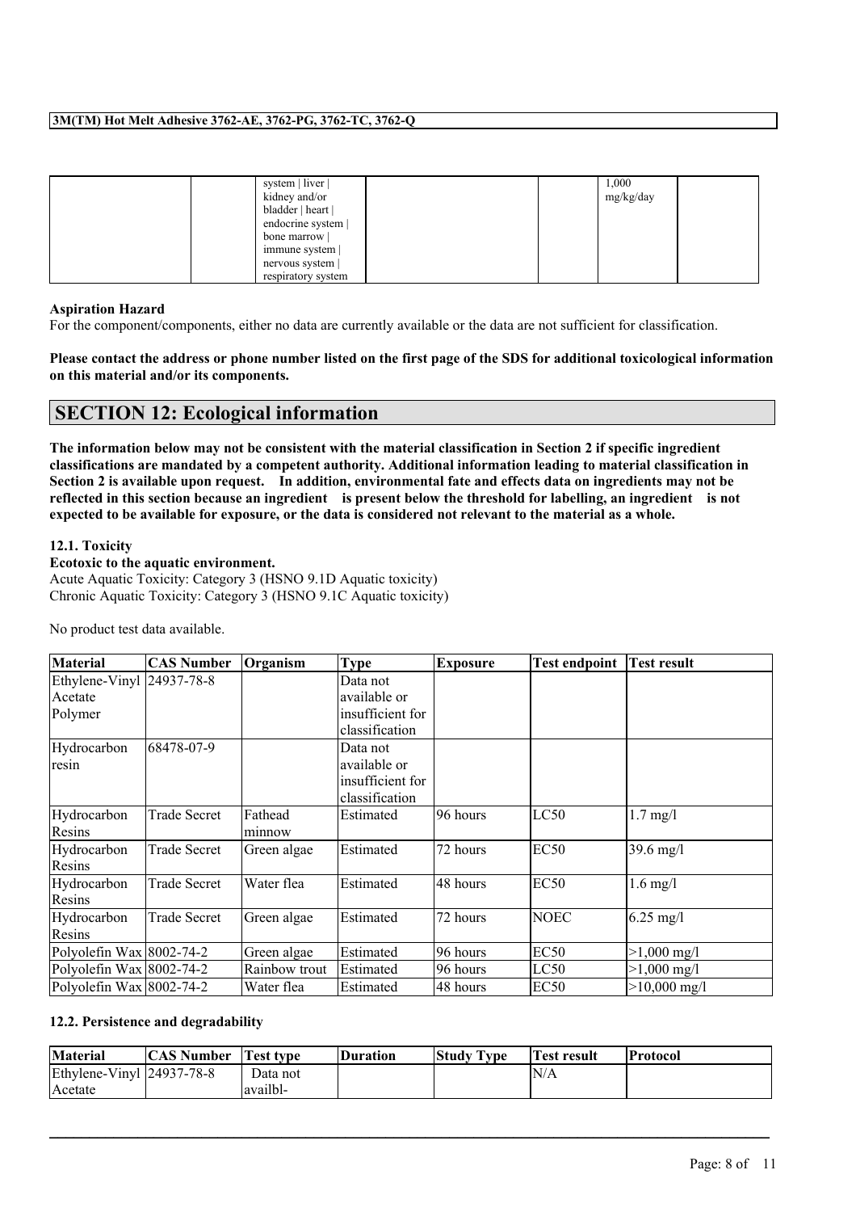| | | system \| liver \| kidney and/or bladder \| heart \| endocrine system \| bone marrow \| immune system \| nervous system \| respiratory system | | | 1,000 mg/kg/day | |
|---|---|---|---|---|---|---|

**Aspiration Hazard**

For the component/components, either no data are currently available or the data are not sufficient for classification.

**Please contact the address or phone number listed on the first page of the SDS for additional toxicological information on this material and/or its components.**

## SECTION 12: Ecological information

**The information below may not be consistent with the material classification in Section 2 if specific ingredient classifications are mandated by a competent authority. Additional information leading to material classification in Section 2 is available upon request. In addition, environmental fate and effects data on ingredients may not be reflected in this section because an ingredient is present below the threshold for labelling, an ingredient is not expected to be available for exposure, or the data is considered not relevant to the material as a whole.**

### 12.1. Toxicity

**Ecotoxic to the aquatic environment.**

Acute Aquatic Toxicity: Category 3 (HSNO 9.1D Aquatic toxicity)
Chronic Aquatic Toxicity: Category 3 (HSNO 9.1C Aquatic toxicity)

No product test data available.

| Material | CAS Number | Organism | Type | Exposure | Test endpoint | Test result |
|---|---|---|---|---|---|---|
| Ethylene-Vinyl Acetate Polymer | 24937-78-8 | | Data not available or insufficient for classification | | | |
| Hydrocarbon resin | 68478-07-9 | | Data not available or insufficient for classification | | | |
| Hydrocarbon Resins | Trade Secret | Fathead minnow | Estimated | 96 hours | LC50 | 1.7 mg/l |
| Hydrocarbon Resins | Trade Secret | Green algae | Estimated | 72 hours | EC50 | 39.6 mg/l |
| Hydrocarbon Resins | Trade Secret | Water flea | Estimated | 48 hours | EC50 | 1.6 mg/l |
| Hydrocarbon Resins | Trade Secret | Green algae | Estimated | 72 hours | NOEC | 6.25 mg/l |
| Polyolefin Wax | 8002-74-2 | Green algae | Estimated | 96 hours | EC50 | >1,000 mg/l |
| Polyolefin Wax | 8002-74-2 | Rainbow trout | Estimated | 96 hours | LC50 | >1,000 mg/l |
| Polyolefin Wax | 8002-74-2 | Water flea | Estimated | 48 hours | EC50 | >10,000 mg/l |

### 12.2. Persistence and degradability

| Material | CAS Number | Test type | Duration | Study Type | Test result | Protocol |
|---|---|---|---|---|---|---|
| Ethylene-Vinyl Acetate | 24937-78-8 | Data not availbl- | | | N/A | |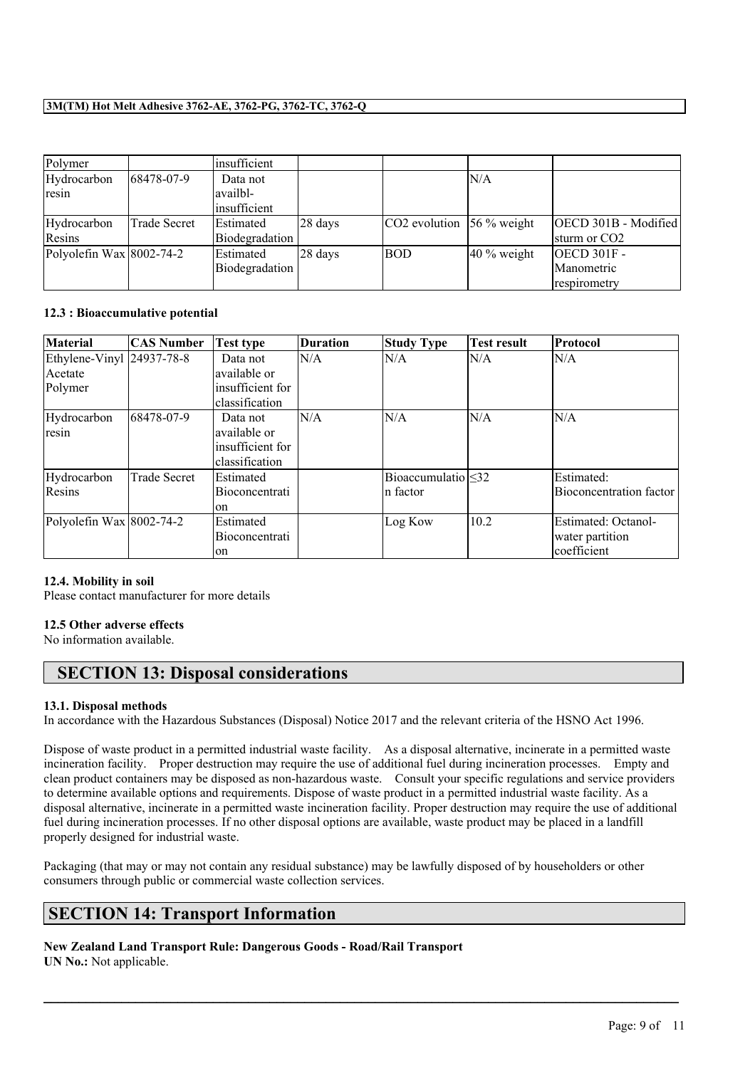| Polymer | | insufficient | | | | |
|---|---|---|---|---|---|---|
| Hydrocarbon resin | 68478-07-9 | Data not availbl-insufficient | | | N/A | |
| Hydrocarbon Resins | Trade Secret | Estimated Biodegradation | 28 days | $CO_2$ evolution | 56 % weight | OECD 301B - Modified sturm or $CO_2$ |
| Polyolefin Wax | 8002-74-2 | Estimated Biodegradation | 28 days | BOD | 40 % weight | OECD 301F - Manometric respirometry |

#### 12.3 : Bioaccumulative potential

| Material | CAS Number | Test type | Duration | Study Type | Test result | Protocol |
|---|---|---|---|---|---|---|
| Ethylene-Vinyl Acetate Polymer | 24937-78-8 | Data not available or insufficient for classification | N/A | N/A | N/A | N/A |
| Hydrocarbon resin | 68478-07-9 | Data not available or insufficient for classification | N/A | N/A | N/A | N/A |
| Hydrocarbon Resins | Trade Secret | Estimated Bioconcentration | | Bioaccumulation factor | $\leq 32$ | Estimated: Bioconcentration factor |
| Polyolefin Wax | 8002-74-2 | Estimated Bioconcentration | | Log Kow | 10.2 | Estimated: Octanol-water partition coefficient |

#### 12.4. Mobility in soil

Please contact manufacturer for more details

#### 12.5 Other adverse effects

No information available.

## SECTION 13: Disposal considerations

#### 13.1. Disposal methods

In accordance with the Hazardous Substances (Disposal) Notice 2017 and the relevant criteria of the HSNO Act 1996.

Dispose of waste product in a permitted industrial waste facility. As a disposal alternative, incinerate in a permitted waste incineration facility. Proper destruction may require the use of additional fuel during incineration processes. Empty and clean product containers may be disposed as non-hazardous waste. Consult your specific regulations and service providers to determine available options and requirements. Dispose of waste product in a permitted industrial waste facility. As a disposal alternative, incinerate in a permitted waste incineration facility. Proper destruction may require the use of additional fuel during incineration processes. If no other disposal options are available, waste product may be placed in a landfill properly designed for industrial waste.

Packaging (that may or may not contain any residual substance) may be lawfully disposed of by householders or other consumers through public or commercial waste collection services.

## SECTION 14: Transport Information

**New Zealand Land Transport Rule: Dangerous Goods - Road/Rail Transport**

**UN No.:** Not applicable.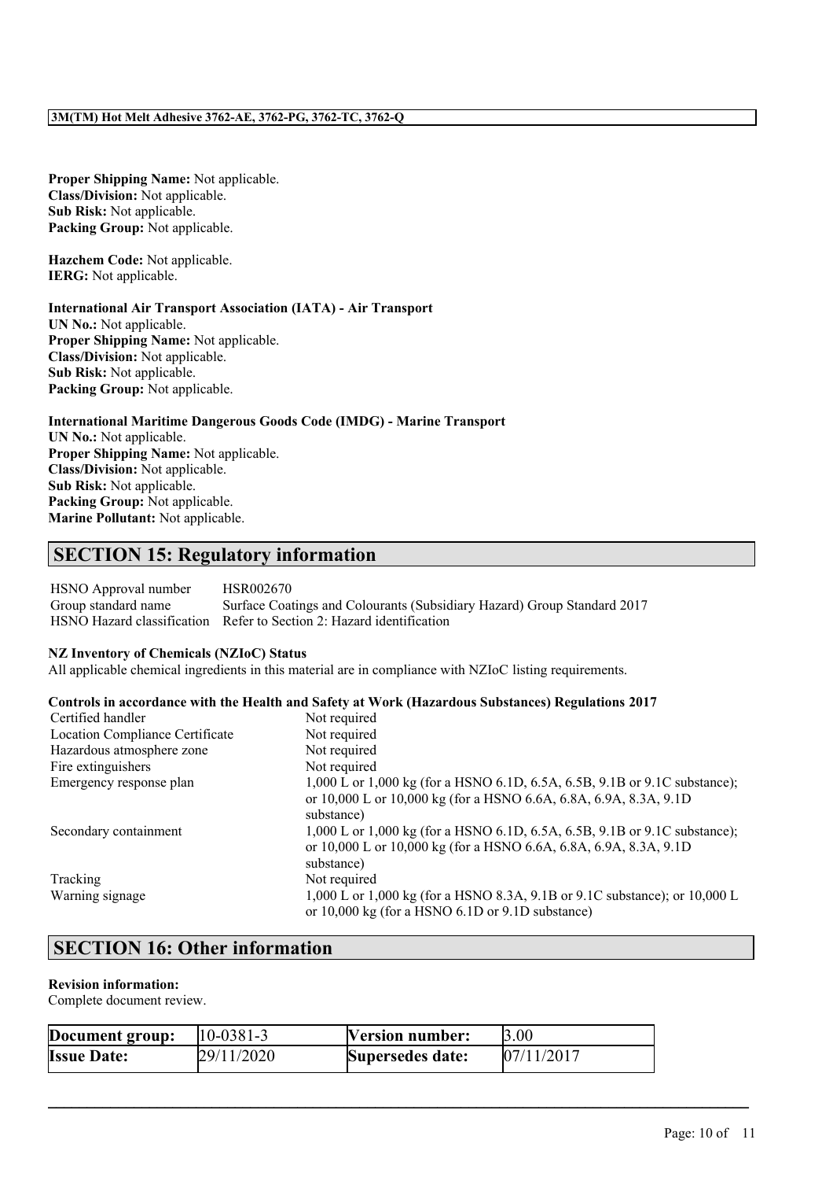**Proper Shipping Name:** Not applicable.
**Class/Division:** Not applicable.
**Sub Risk:** Not applicable.
**Packing Group:** Not applicable.

**Hazchem Code:** Not applicable.
**IERG:** Not applicable.

**International Air Transport Association (IATA) - Air Transport**
**UN No.:** Not applicable.
**Proper Shipping Name:** Not applicable.
**Class/Division:** Not applicable.
**Sub Risk:** Not applicable.
**Packing Group:** Not applicable.

**International Maritime Dangerous Goods Code (IMDG) - Marine Transport**
**UN No.:** Not applicable.
**Proper Shipping Name:** Not applicable.
**Class/Division:** Not applicable.
**Sub Risk:** Not applicable.
**Packing Group:** Not applicable.
**Marine Pollutant:** Not applicable.

## SECTION 15: Regulatory information

| | |
|---|---|
| HSNO Approval number | HSR002670 |
| Group standard name | Surface Coatings and Colourants (Subsidiary Hazard) Group Standard 2017 |
| HSNO Hazard classification | Refer to Section 2: Hazard identification |

**NZ Inventory of Chemicals (NZIoC) Status**
All applicable chemical ingredients in this material are in compliance with NZIoC listing requirements.

**Controls in accordance with the Health and Safety at Work (Hazardous Substances) Regulations 2017**

| | |
|---|---|
| Certified handler | Not required |
| Location Compliance Certificate | Not required |
| Hazardous atmosphere zone | Not required |
| Fire extinguishers | Not required |
| Emergency response plan | 1,000 L or 1,000 kg (for a HSNO 6.1D, 6.5A, 6.5B, 9.1B or 9.1C substance); or 10,000 L or 10,000 kg (for a HSNO 6.6A, 6.8A, 6.9A, 8.3A, 9.1D substance) |
| Secondary containment | 1,000 L or 1,000 kg (for a HSNO 6.1D, 6.5A, 6.5B, 9.1B or 9.1C substance); or 10,000 L or 10,000 kg (for a HSNO 6.6A, 6.8A, 6.9A, 8.3A, 9.1D substance) |
| Tracking | Not required |
| Warning signage | 1,000 L or 1,000 kg (for a HSNO 8.3A, 9.1B or 9.1C substance); or 10,000 L or 10,000 kg (for a HSNO 6.1D or 9.1D substance) |

## SECTION 16: Other information

**Revision information:**
Complete document review.

| **Document group:** | 10-0381-3 | **Version number:** | 3.00 |
|---|---|---|---|
| **Issue Date:** | 29/11/2020 | **Supersedes date:** | 07/11/2017 |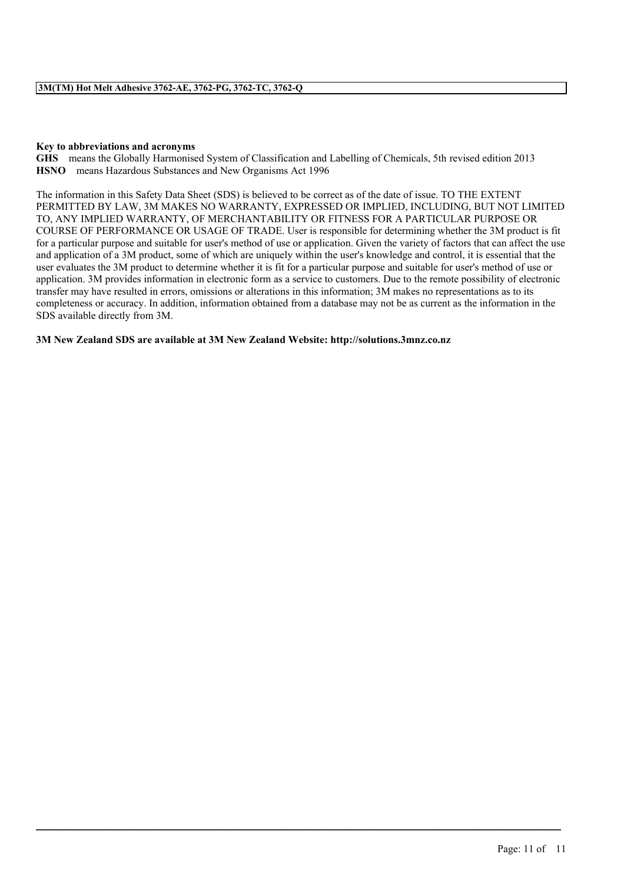**Key to abbreviations and acronyms**

**GHS** means the Globally Harmonised System of Classification and Labelling of Chemicals, 5th revised edition 2013

**HSNO** means Hazardous Substances and New Organisms Act 1996

The information in this Safety Data Sheet (SDS) is believed to be correct as of the date of issue. TO THE EXTENT PERMITTED BY LAW, 3M MAKES NO WARRANTY, EXPRESSED OR IMPLIED, INCLUDING, BUT NOT LIMITED TO, ANY IMPLIED WARRANTY, OF MERCHANTABILITY OR FITNESS FOR A PARTICULAR PURPOSE OR COURSE OF PERFORMANCE OR USAGE OF TRADE. User is responsible for determining whether the 3M product is fit for a particular purpose and suitable for user's method of use or application. Given the variety of factors that can affect the use and application of a 3M product, some of which are uniquely within the user's knowledge and control, it is essential that the user evaluates the 3M product to determine whether it is fit for a particular purpose and suitable for user's method of use or application. 3M provides information in electronic form as a service to customers. Due to the remote possibility of electronic transfer may have resulted in errors, omissions or alterations in this information; 3M makes no representations as to its completeness or accuracy. In addition, information obtained from a database may not be as current as the information in the SDS available directly from 3M.

**3M New Zealand SDS are available at 3M New Zealand Website: http://solutions.3mnz.co.nz**